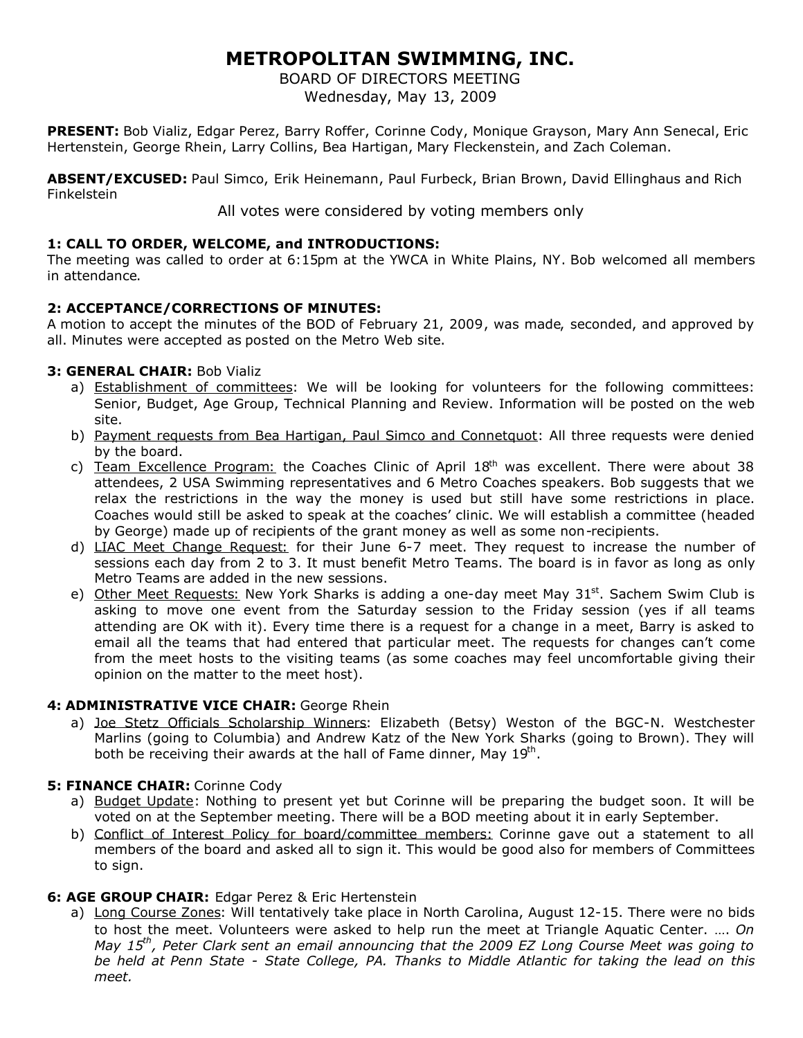# METROPOLITAN SWIMMING, INC.

BOARD OF DIRECTORS MEETING
Wednesday, May 13, 2009

**PRESENT:** Bob Vializ, Edgar Perez, Barry Roffer, Corinne Cody, Monique Grayson, Mary Ann Senecal, Eric Hertenstein, George Rhein, Larry Collins, Bea Hartigan, Mary Fleckenstein, and Zach Coleman.

**ABSENT/EXCUSED:** Paul Simco, Erik Heinemann, Paul Furbeck, Brian Brown, David Ellinghaus and Rich Finkelstein

All votes were considered by voting members only

### 1: CALL TO ORDER, WELCOME, and INTRODUCTIONS:

The meeting was called to order at 6:15pm at the YWCA in White Plains, NY. Bob welcomed all members in attendance.

### 2: ACCEPTANCE/CORRECTIONS OF MINUTES:

A motion to accept the minutes of the BOD of February 21, 2009, was made, seconded, and approved by all. Minutes were accepted as posted on the Metro Web site.

### 3: GENERAL CHAIR: Bob Vializ

a) Establishment of committees: We will be looking for volunteers for the following committees: Senior, Budget, Age Group, Technical Planning and Review. Information will be posted on the web site.

b) Payment requests from Bea Hartigan, Paul Simco and Connetquot: All three requests were denied by the board.

c) Team Excellence Program: the Coaches Clinic of April 18th was excellent. There were about 38 attendees, 2 USA Swimming representatives and 6 Metro Coaches speakers. Bob suggests that we relax the restrictions in the way the money is used but still have some restrictions in place. Coaches would still be asked to speak at the coaches' clinic. We will establish a committee (headed by George) made up of recipients of the grant money as well as some non-recipients.

d) LIAC Meet Change Request: for their June 6-7 meet. They request to increase the number of sessions each day from 2 to 3. It must benefit Metro Teams. The board is in favor as long as only Metro Teams are added in the new sessions.

e) Other Meet Requests: New York Sharks is adding a one-day meet May 31st. Sachem Swim Club is asking to move one event from the Saturday session to the Friday session (yes if all teams attending are OK with it). Every time there is a request for a change in a meet, Barry is asked to email all the teams that had entered that particular meet. The requests for changes can't come from the meet hosts to the visiting teams (as some coaches may feel uncomfortable giving their opinion on the matter to the meet host).

### 4: ADMINISTRATIVE VICE CHAIR: George Rhein

a) Joe Stetz Officials Scholarship Winners: Elizabeth (Betsy) Weston of the BGC-N. Westchester Marlins (going to Columbia) and Andrew Katz of the New York Sharks (going to Brown). They will both be receiving their awards at the hall of Fame dinner, May 19th.

### 5: FINANCE CHAIR: Corinne Cody

a) Budget Update: Nothing to present yet but Corinne will be preparing the budget soon. It will be voted on at the September meeting. There will be a BOD meeting about it in early September.

b) Conflict of Interest Policy for board/committee members: Corinne gave out a statement to all members of the board and asked all to sign it. This would be good also for members of Committees to sign.

### 6: AGE GROUP CHAIR: Edgar Perez & Eric Hertenstein

a) Long Course Zones: Will tentatively take place in North Carolina, August 12-15. There were no bids to host the meet. Volunteers were asked to help run the meet at Triangle Aquatic Center. …. *On May 15th, Peter Clark sent an email announcing that the 2009 EZ Long Course Meet was going to be held at Penn State - State College, PA. Thanks to Middle Atlantic for taking the lead on this meet.*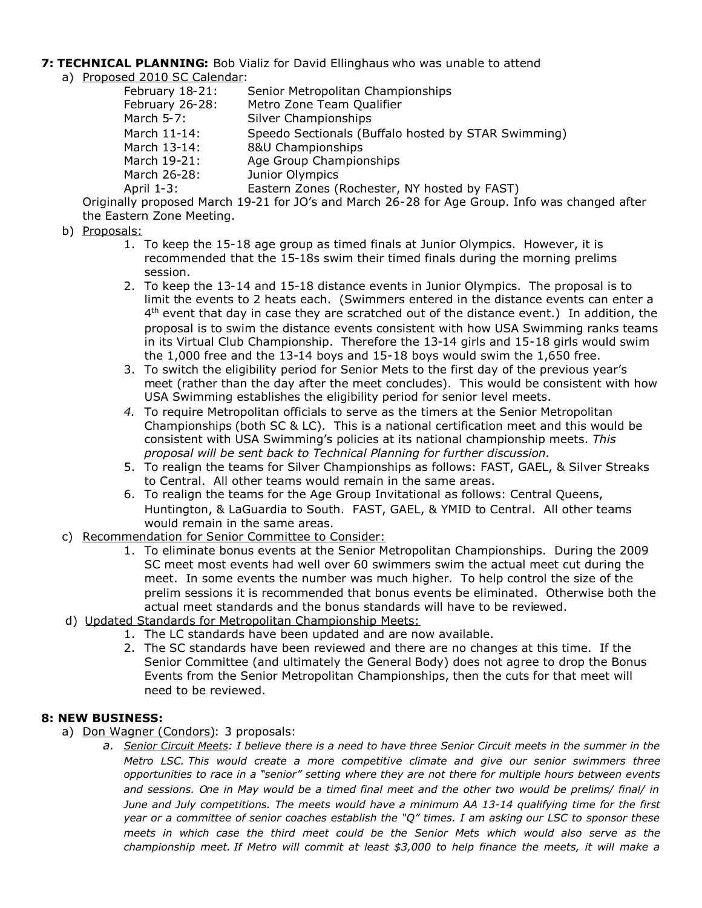**7: TECHNICAL PLANNING:** Bob Vializ for David Ellinghaus who was unable to attend

a) Proposed 2010 SC Calendar:

| | |
|---|---|
| February 18-21: | Senior Metropolitan Championships |
| February 26-28: | Metro Zone Team Qualifier |
| March 5-7: | Silver Championships |
| March 11-14: | Speedo Sectionals (Buffalo hosted by STAR Swimming) |
| March 13-14: | 8&U Championships |
| March 19-21: | Age Group Championships |
| March 26-28: | Junior Olympics |
| April 1-3: | Eastern Zones (Rochester, NY hosted by FAST) |

Originally proposed March 19-21 for JO's and March 26-28 for Age Group. Info was changed after the Eastern Zone Meeting.

b) Proposals:

1. To keep the 15-18 age group as timed finals at Junior Olympics. However, it is recommended that the 15-18s swim their timed finals during the morning prelims session.
2. To keep the 13-14 and 15-18 distance events in Junior Olympics. The proposal is to limit the events to 2 heats each. (Swimmers entered in the distance events can enter a 4th event that day in case they are scratched out of the distance event.) In addition, the proposal is to swim the distance events consistent with how USA Swimming ranks teams in its Virtual Club Championship. Therefore the 13-14 girls and 15-18 girls would swim the 1,000 free and the 13-14 boys and 15-18 boys would swim the 1,650 free.
3. To switch the eligibility period for Senior Mets to the first day of the previous year's meet (rather than the day after the meet concludes). This would be consistent with how USA Swimming establishes the eligibility period for senior level meets.
4. To require Metropolitan officials to serve as the timers at the Senior Metropolitan Championships (both SC & LC). This is a national certification meet and this would be consistent with USA Swimming's policies at its national championship meets. *This proposal will be sent back to Technical Planning for further discussion.*
5. To realign the teams for Silver Championships as follows: FAST, GAEL, & Silver Streaks to Central. All other teams would remain in the same areas.
6. To realign the teams for the Age Group Invitational as follows: Central Queens, Huntington, & LaGuardia to South. FAST, GAEL, & YMID to Central. All other teams would remain in the same areas.

c) Recommendation for Senior Committee to Consider:

1. To eliminate bonus events at the Senior Metropolitan Championships. During the 2009 SC meet most events had well over 60 swimmers swim the actual meet cut during the meet. In some events the number was much higher. To help control the size of the prelim sessions it is recommended that bonus events be eliminated. Otherwise both the actual meet standards and the bonus standards will have to be reviewed.

d) Updated Standards for Metropolitan Championship Meets:

1. The LC standards have been updated and are now available.
2. The SC standards have been reviewed and there are no changes at this time. If the Senior Committee (and ultimately the General Body) does not agree to drop the Bonus Events from the Senior Metropolitan Championships, then the cuts for that meet will need to be reviewed.

**8: NEW BUSINESS:**

a) Don Wagner (Condors): 3 proposals:

a. *Senior Circuit Meets: I believe there is a need to have three Senior Circuit meets in the summer in the Metro LSC. This would create a more competitive climate and give our senior swimmers three opportunities to race in a "senior" setting where they are not there for multiple hours between events and sessions. One in May would be a timed final meet and the other two would be prelims/ final/ in June and July competitions. The meets would have a minimum AA 13-14 qualifying time for the first year or a committee of senior coaches establish the "Q" times. I am asking our LSC to sponsor these meets in which case the third meet could be the Senior Mets which would also serve as the championship meet. If Metro will commit at least $3,000 to help finance the meets, it will make a*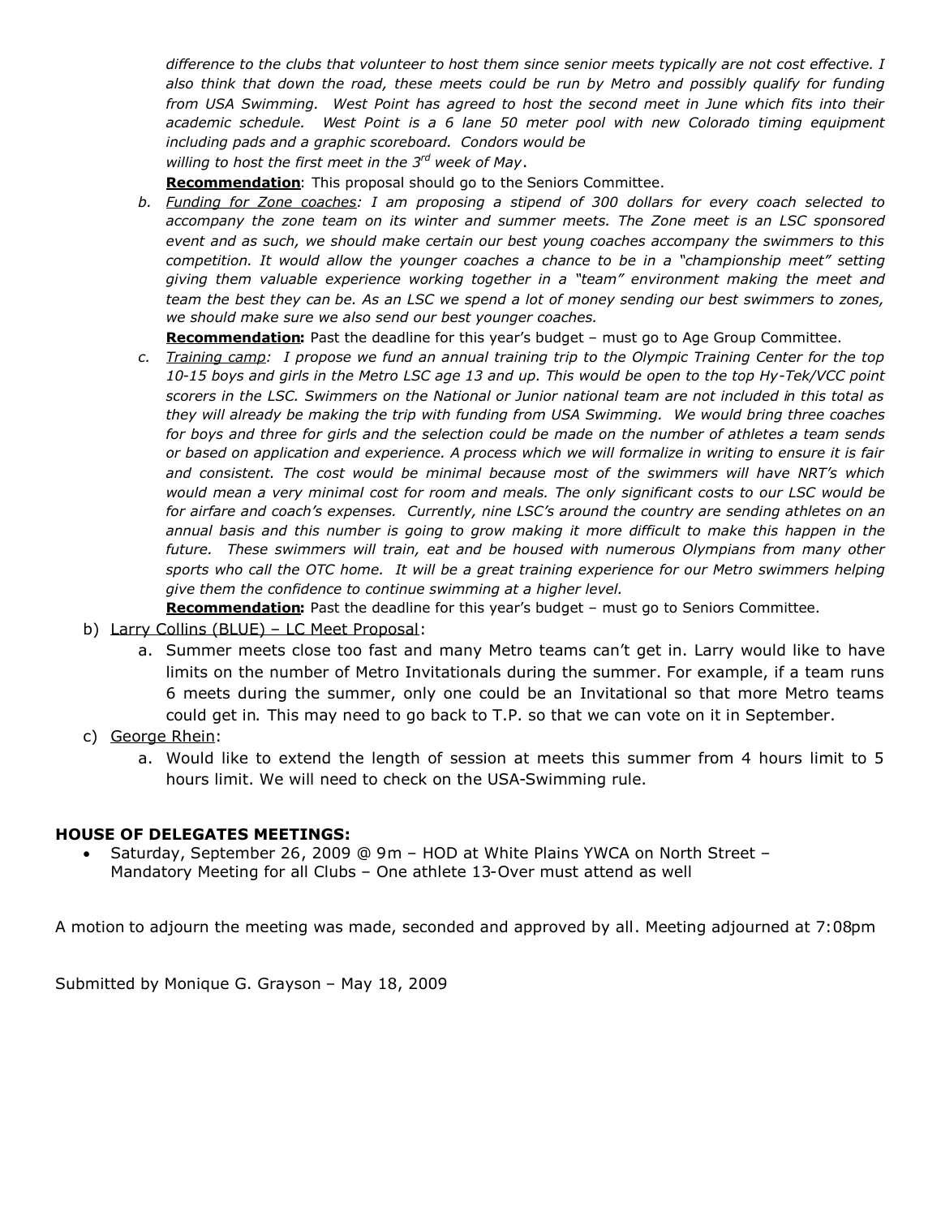*difference to the clubs that volunteer to host them since senior meets typically are not cost effective. I also think that down the road, these meets could be run by Metro and possibly qualify for funding from USA Swimming. West Point has agreed to host the second meet in June which fits into their academic schedule. West Point is a 6 lane 50 meter pool with new Colorado timing equipment including pads and a graphic scoreboard. Condors would be willing to host the first meet in the 3rd week of May*.

**Recommendation**: This proposal should go to the Seniors Committee.

b. *Funding for Zone coaches: I am proposing a stipend of 300 dollars for every coach selected to accompany the zone team on its winter and summer meets. The Zone meet is an LSC sponsored event and as such, we should make certain our best young coaches accompany the swimmers to this competition. It would allow the younger coaches a chance to be in a "championship meet" setting giving them valuable experience working together in a "team" environment making the meet and team the best they can be. As an LSC we spend a lot of money sending our best swimmers to zones, we should make sure we also send our best younger coaches.*

   **Recommendation:** Past the deadline for this year's budget – must go to Age Group Committee.

c. *Training camp: I propose we fund an annual training trip to the Olympic Training Center for the top 10-15 boys and girls in the Metro LSC age 13 and up. This would be open to the top Hy-Tek/VCC point scorers in the LSC. Swimmers on the National or Junior national team are not included in this total as they will already be making the trip with funding from USA Swimming. We would bring three coaches for boys and three for girls and the selection could be made on the number of athletes a team sends or based on application and experience. A process which we will formalize in writing to ensure it is fair and consistent. The cost would be minimal because most of the swimmers will have NRT's which would mean a very minimal cost for room and meals. The only significant costs to our LSC would be for airfare and coach's expenses. Currently, nine LSC's around the country are sending athletes on an annual basis and this number is going to grow making it more difficult to make this happen in the future. These swimmers will train, eat and be housed with numerous Olympians from many other sports who call the OTC home. It will be a great training experience for our Metro swimmers helping give them the confidence to continue swimming at a higher level.*

   **Recommendation:** Past the deadline for this year's budget – must go to Seniors Committee.

b) Larry Collins (BLUE) – LC Meet Proposal:
   a. Summer meets close too fast and many Metro teams can't get in. Larry would like to have limits on the number of Metro Invitationals during the summer. For example, if a team runs 6 meets during the summer, only one could be an Invitational so that more Metro teams could get in. This may need to go back to T.P. so that we can vote on it in September.

c) George Rhein:
   a. Would like to extend the length of session at meets this summer from 4 hours limit to 5 hours limit. We will need to check on the USA-Swimming rule.

**HOUSE OF DELEGATES MEETINGS:**

- Saturday, September 26, 2009 @ 9m – HOD at White Plains YWCA on North Street – Mandatory Meeting for all Clubs – One athlete 13-Over must attend as well

A motion to adjourn the meeting was made, seconded and approved by all. Meeting adjourned at 7:08pm

Submitted by Monique G. Grayson – May 18, 2009